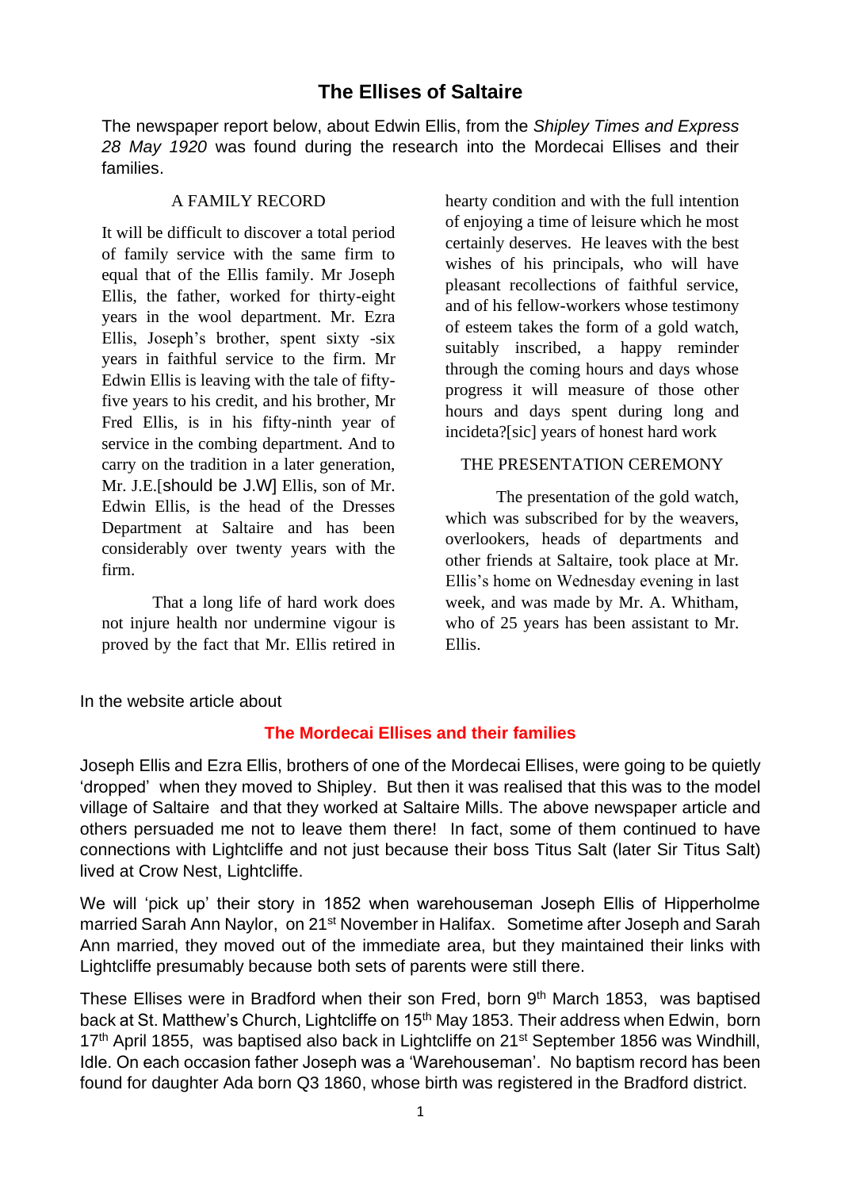# The Ellises of Saltaire

The newspaper report below, about Edwin Ellis, from the *Shipley Times and Express 28 May 1920* was found during the research into the Mordecai Ellises and their families.

A FAMILY RECORD

It will be difficult to discover a total period of family service with the same firm to equal that of the Ellis family. Mr Joseph Ellis, the father, worked for thirty-eight years in the wool department. Mr. Ezra Ellis, Joseph's brother, spent sixty -six years in faithful service to the firm. Mr Edwin Ellis is leaving with the tale of fifty-five years to his credit, and his brother, Mr Fred Ellis, is in his fifty-ninth year of service in the combing department. And to carry on the tradition in a later generation, Mr. J.E.[should be J.W] Ellis, son of Mr. Edwin Ellis, is the head of the Dresses Department at Saltaire and has been considerably over twenty years with the firm.

That a long life of hard work does not injure health nor undermine vigour is proved by the fact that Mr. Ellis retired in hearty condition and with the full intention of enjoying a time of leisure which he most certainly deserves. He leaves with the best wishes of his principals, who will have pleasant recollections of faithful service, and of his fellow-workers whose testimony of esteem takes the form of a gold watch, suitably inscribed, a happy reminder through the coming hours and days whose progress it will measure of those other hours and days spent during long and incideta?[sic] years of honest hard work

THE PRESENTATION CEREMONY

The presentation of the gold watch, which was subscribed for by the weavers, overlookers, heads of departments and other friends at Saltaire, took place at Mr. Ellis's home on Wednesday evening in last week, and was made by Mr. A. Whitham, who of 25 years has been assistant to Mr. Ellis.

In the website article about

**The Mordecai Ellises and their families**

Joseph Ellis and Ezra Ellis, brothers of one of the Mordecai Ellises, were going to be quietly 'dropped' when they moved to Shipley. But then it was realised that this was to the model village of Saltaire and that they worked at Saltaire Mills. The above newspaper article and others persuaded me not to leave them there! In fact, some of them continued to have connections with Lightcliffe and not just because their boss Titus Salt (later Sir Titus Salt) lived at Crow Nest, Lightcliffe.

We will 'pick up' their story in 1852 when warehouseman Joseph Ellis of Hipperholme married Sarah Ann Naylor, on 21st November in Halifax. Sometime after Joseph and Sarah Ann married, they moved out of the immediate area, but they maintained their links with Lightcliffe presumably because both sets of parents were still there.

These Ellises were in Bradford when their son Fred, born 9th March 1853, was baptised back at St. Matthew's Church, Lightcliffe on 15th May 1853. Their address when Edwin, born 17th April 1855, was baptised also back in Lightcliffe on 21st September 1856 was Windhill, Idle. On each occasion father Joseph was a 'Warehouseman'. No baptism record has been found for daughter Ada born Q3 1860, whose birth was registered in the Bradford district.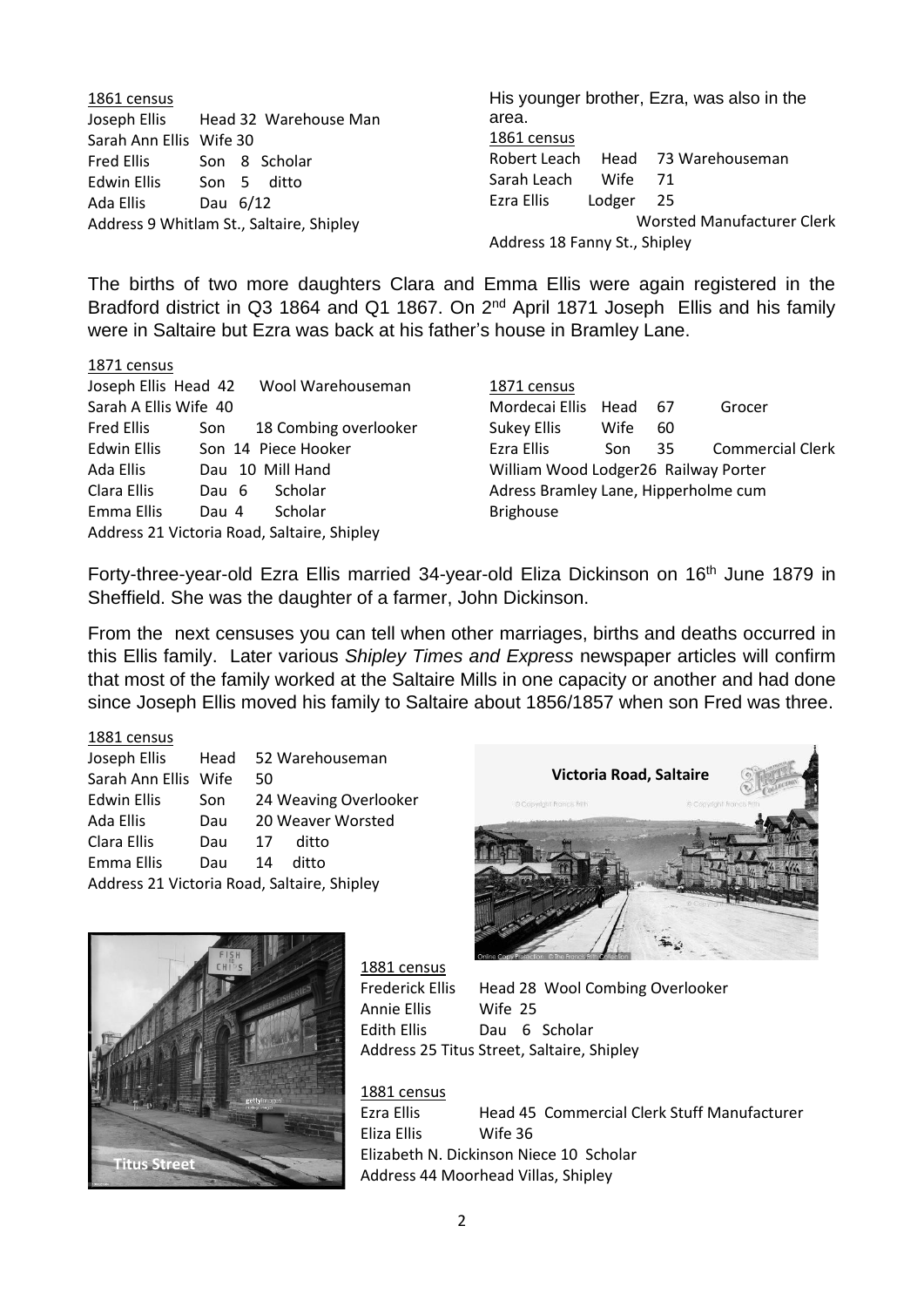1861 census

| | | |
|---|---|---|
| Joseph Ellis | Head 32 | Warehouse Man |
| Sarah Ann Ellis | Wife 30 | |
| Fred Ellis | Son 8 | Scholar |
| Edwin Ellis | Son 5 | ditto |
| Ada Ellis | Dau 6/12 | |

Address 9 Whitlam St., Saltaire, Shipley

His younger brother, Ezra, was also in the area.

1861 census

| | | | |
|---|---|---|---|
| Robert Leach | Head | 73 | Warehouseman |
| Sarah Leach | Wife | 71 | |
| Ezra Ellis | Lodger | 25 | Worsted Manufacturer Clerk |

Address 18 Fanny St., Shipley

The births of two more daughters Clara and Emma Ellis were again registered in the Bradford district in Q3 1864 and Q1 1867. On 2nd April 1871 Joseph Ellis and his family were in Saltaire but Ezra was back at his father's house in Bramley Lane.

1871 census

| | | | |
|---|---|---|---|
| Joseph Ellis | Head | 42 | Wool Warehouseman |
| Sarah A Ellis | Wife | 40 | |
| Fred Ellis | Son | 18 | Combing overlooker |
| Edwin Ellis | Son | 14 | Piece Hooker |
| Ada Ellis | Dau | 10 | Mill Hand |
| Clara Ellis | Dau | 6 | Scholar |
| Emma Ellis | Dau | 4 | Scholar |

Address 21 Victoria Road, Saltaire, Shipley

1871 census

| | | | |
|---|---|---|---|
| Mordecai Ellis | Head | 67 | Grocer |
| Sukey Ellis | Wife | 60 | |
| Ezra Ellis | Son | 35 | Commercial Clerk |
| William Wood | Lodger | 26 | Railway Porter |

Adress Bramley Lane, Hipperholme cum Brighouse

Forty-three-year-old Ezra Ellis married 34-year-old Eliza Dickinson on 16th June 1879 in Sheffield. She was the daughter of a farmer, John Dickinson.

From the next censuses you can tell when other marriages, births and deaths occurred in this Ellis family. Later various *Shipley Times and Express* newspaper articles will confirm that most of the family worked at the Saltaire Mills in one capacity or another and had done since Joseph Ellis moved his family to Saltaire about 1856/1857 when son Fred was three.

1881 census

| | | | |
|---|---|---|---|
| Joseph Ellis | Head | 52 | Warehouseman |
| Sarah Ann Ellis | Wife | 50 | |
| Edwin Ellis | Son | 24 | Weaving Overlooker |
| Ada Ellis | Dau | 20 | Weaver Worsted |
| Clara Ellis | Dau | 17 | ditto |
| Emma Ellis | Dau | 14 | ditto |

Address 21 Victoria Road, Saltaire, Shipley

Victoria Road, Saltaire

Titus Street

1881 census

| | | | |
|---|---|---|---|
| Frederick Ellis | Head | 28 | Wool Combing Overlooker |
| Annie Ellis | Wife | 25 | |
| Edith Ellis | Dau | 6 | Scholar |

Address 25 Titus Street, Saltaire, Shipley

1881 census

| | | | |
|---|---|---|---|
| Ezra Ellis | Head | 45 | Commercial Clerk Stuff Manufacturer |
| Eliza Ellis | Wife | 36 | |
| Elizabeth N. Dickinson | Niece | 10 | Scholar |

Address 44 Moorhead Villas, Shipley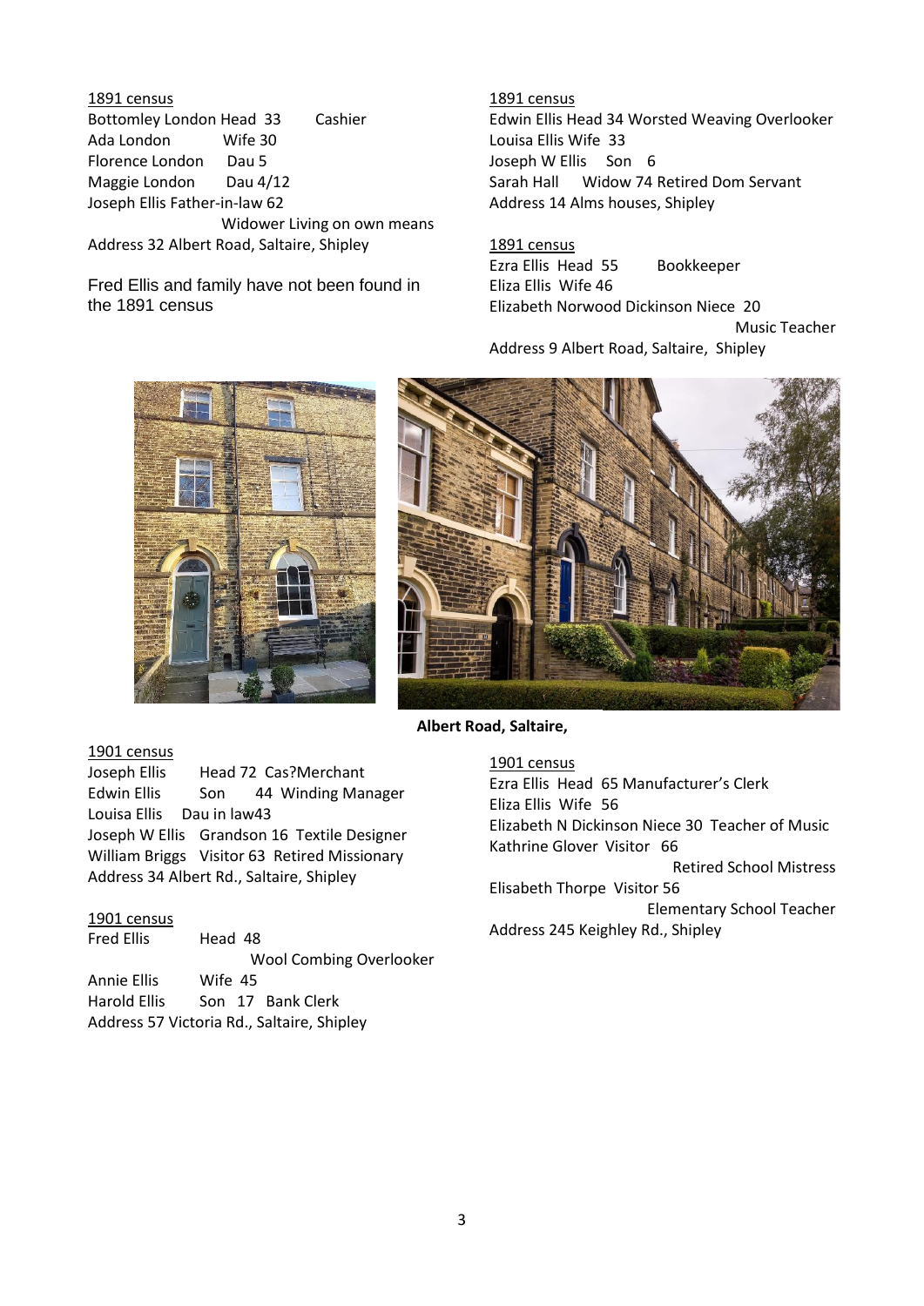<u>1891 census</u>

Bottomley London Head 33 Cashier
Ada London Wife 30
Florence London Dau 5
Maggie London Dau 4/12
Joseph Ellis Father-in-law 62
Widower Living on own means
Address 32 Albert Road, Saltaire, Shipley

Fred Ellis and family have not been found in the 1891 census

<u>1891 census</u>

Edwin Ellis Head 34 Worsted Weaving Overlooker
Louisa Ellis Wife 33
Joseph W Ellis Son 6
Sarah Hall Widow 74 Retired Dom Servant
Address 14 Alms houses, Shipley

<u>1891 census</u>

Ezra Ellis Head 55 Bookkeeper
Eliza Ellis Wife 46
Elizabeth Norwood Dickinson Niece 20
Music Teacher
Address 9 Albert Road, Saltaire, Shipley

**Albert Road, Saltaire,**

<u>1901 census</u>

Joseph Ellis Head 72 Cas?Merchant
Edwin Ellis Son 44 Winding Manager
Louisa Ellis Dau in law43
Joseph W Ellis Grandson 16 Textile Designer
William Briggs Visitor 63 Retired Missionary
Address 34 Albert Rd., Saltaire, Shipley

<u>1901 census</u>

Fred Ellis Head 48
Wool Combing Overlooker
Annie Ellis Wife 45
Harold Ellis Son 17 Bank Clerk
Address 57 Victoria Rd., Saltaire, Shipley

<u>1901 census</u>

Ezra Ellis Head 65 Manufacturer's Clerk
Eliza Ellis Wife 56
Elizabeth N Dickinson Niece 30 Teacher of Music
Kathrine Glover Visitor 66
Retired School Mistress
Elisabeth Thorpe Visitor 56
Elementary School Teacher
Address 245 Keighley Rd., Shipley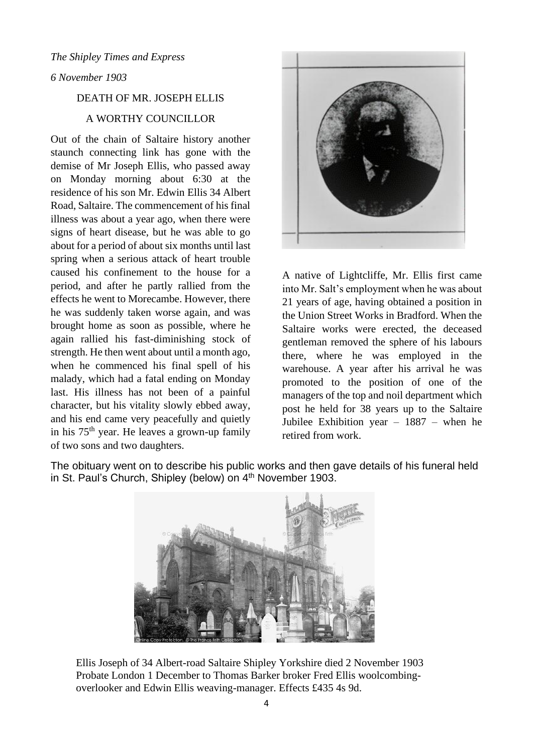*The Shipley Times and Express*

*6 November 1903*

DEATH OF MR. JOSEPH ELLIS

A WORTHY COUNCILLOR

Out of the chain of Saltaire history another staunch connecting link has gone with the demise of Mr Joseph Ellis, who passed away on Monday morning about 6:30 at the residence of his son Mr. Edwin Ellis 34 Albert Road, Saltaire. The commencement of his final illness was about a year ago, when there were signs of heart disease, but he was able to go about for a period of about six months until last spring when a serious attack of heart trouble caused his confinement to the house for a period, and after he partly rallied from the effects he went to Morecambe. However, there he was suddenly taken worse again, and was brought home as soon as possible, where he again rallied his fast-diminishing stock of strength. He then went about until a month ago, when he commenced his final spell of his malady, which had a fatal ending on Monday last. His illness has not been of a painful character, but his vitality slowly ebbed away, and his end came very peacefully and quietly in his 75th year. He leaves a grown-up family of two sons and two daughters.

A native of Lightcliffe, Mr. Ellis first came into Mr. Salt's employment when he was about 21 years of age, having obtained a position in the Union Street Works in Bradford. When the Saltaire works were erected, the deceased gentleman removed the sphere of his labours there, where he was employed in the warehouse. A year after his arrival he was promoted to the position of one of the managers of the top and noil department which post he held for 38 years up to the Saltaire Jubilee Exhibition year – 1887 – when he retired from work.

The obituary went on to describe his public works and then gave details of his funeral held in St. Paul's Church, Shipley (below) on 4th November 1903.

Ellis Joseph of 34 Albert-road Saltaire Shipley Yorkshire died 2 November 1903 Probate London 1 December to Thomas Barker broker Fred Ellis woolcombing-overlooker and Edwin Ellis weaving-manager. Effects £435 4s 9d.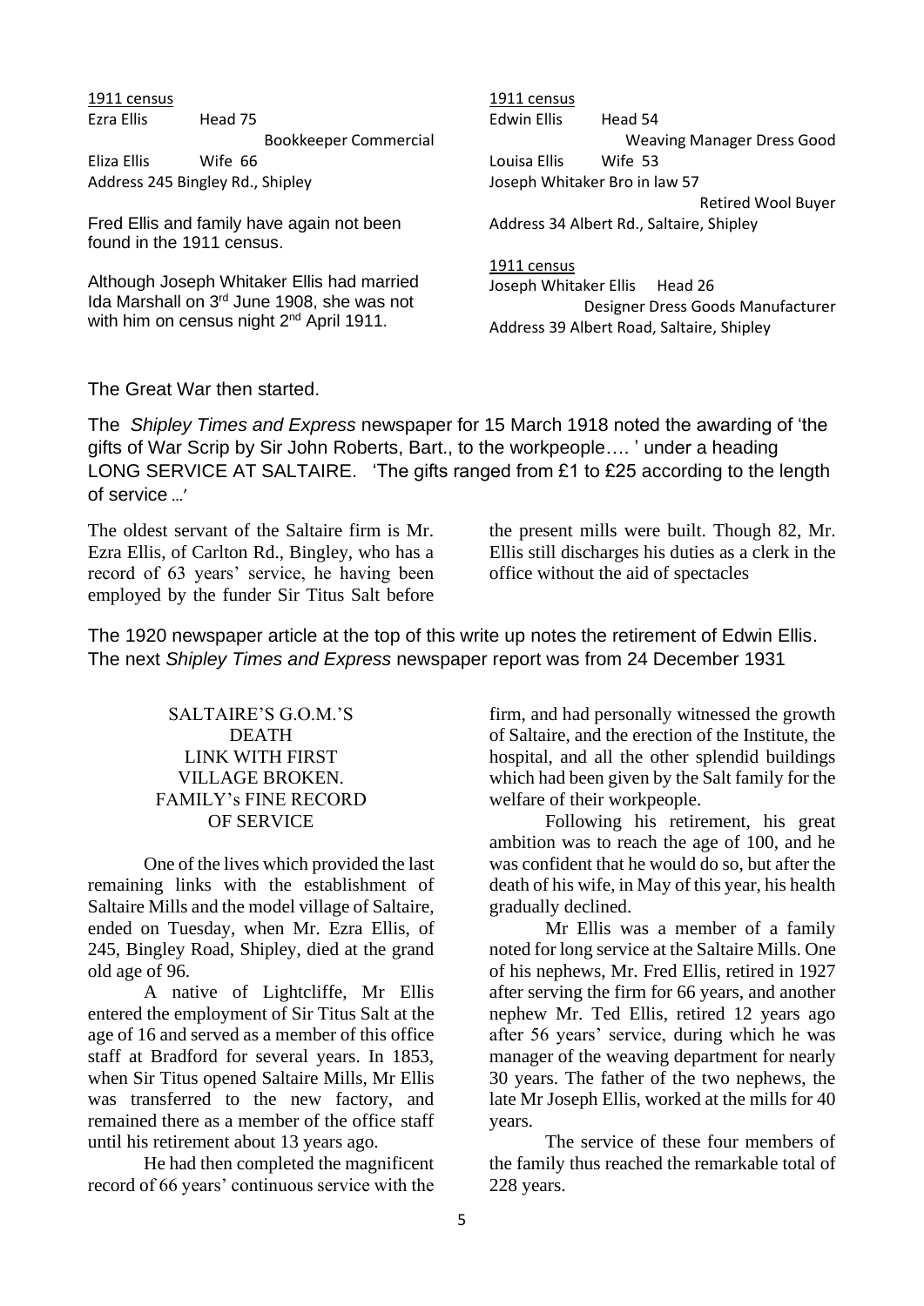1911 census
Ezra Ellis Head 75
Bookkeeper Commercial
Eliza Ellis Wife 66
Address 245 Bingley Rd., Shipley

Fred Ellis and family have again not been found in the 1911 census.

Although Joseph Whitaker Ellis had married Ida Marshall on 3rd June 1908, she was not with him on census night 2nd April 1911.

1911 census
Edwin Ellis Head 54
Weaving Manager Dress Good
Louisa Ellis Wife 53
Joseph Whitaker Bro in law 57
Retired Wool Buyer
Address 34 Albert Rd., Saltaire, Shipley

1911 census
Joseph Whitaker Ellis Head 26
Designer Dress Goods Manufacturer
Address 39 Albert Road, Saltaire, Shipley

The Great War then started.

The *Shipley Times and Express* newspaper for 15 March 1918 noted the awarding of 'the gifts of War Scrip by Sir John Roberts, Bart., to the workpeople…. ' under a heading LONG SERVICE AT SALTAIRE. 'The gifts ranged from £1 to £25 according to the length of service …'

The oldest servant of the Saltaire firm is Mr. Ezra Ellis, of Carlton Rd., Bingley, who has a record of 63 years' service, he having been employed by the funder Sir Titus Salt before the present mills were built. Though 82, Mr. Ellis still discharges his duties as a clerk in the office without the aid of spectacles

The 1920 newspaper article at the top of this write up notes the retirement of Edwin Ellis. The next *Shipley Times and Express* newspaper report was from 24 December 1931

SALTAIRE'S G.O.M.'S DEATH
LINK WITH FIRST VILLAGE BROKEN.
FAMILY's FINE RECORD OF SERVICE

One of the lives which provided the last remaining links with the establishment of Saltaire Mills and the model village of Saltaire, ended on Tuesday, when Mr. Ezra Ellis, of 245, Bingley Road, Shipley, died at the grand old age of 96.

A native of Lightcliffe, Mr Ellis entered the employment of Sir Titus Salt at the age of 16 and served as a member of this office staff at Bradford for several years. In 1853, when Sir Titus opened Saltaire Mills, Mr Ellis was transferred to the new factory, and remained there as a member of the office staff until his retirement about 13 years ago.

He had then completed the magnificent record of 66 years' continuous service with the firm, and had personally witnessed the growth of Saltaire, and the erection of the Institute, the hospital, and all the other splendid buildings which had been given by the Salt family for the welfare of their workpeople.

Following his retirement, his great ambition was to reach the age of 100, and he was confident that he would do so, but after the death of his wife, in May of this year, his health gradually declined.

Mr Ellis was a member of a family noted for long service at the Saltaire Mills. One of his nephews, Mr. Fred Ellis, retired in 1927 after serving the firm for 66 years, and another nephew Mr. Ted Ellis, retired 12 years ago after 56 years' service, during which he was manager of the weaving department for nearly 30 years. The father of the two nephews, the late Mr Joseph Ellis, worked at the mills for 40 years.

The service of these four members of the family thus reached the remarkable total of 228 years.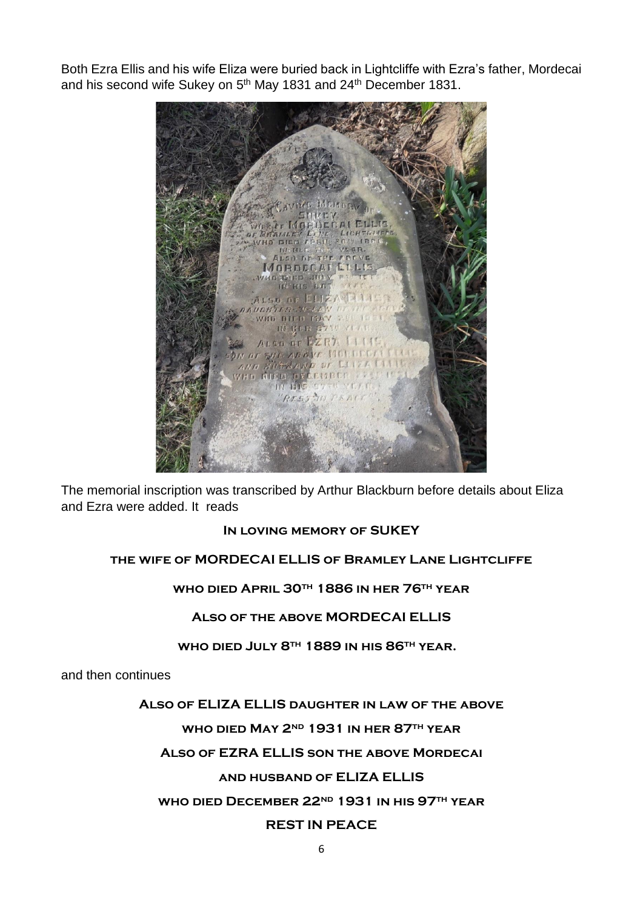Both Ezra Ellis and his wife Eliza were buried back in Lightcliffe with Ezra's father, Mordecai and his second wife Sukey on 5th May 1831 and 24th December 1831.

The memorial inscription was transcribed by Arthur Blackburn before details about Eliza and Ezra were added. It reads

**In loving memory of SUKEY**

**the wife of MORDECAI ELLIS of Bramley Lane Lightcliffe**

**who died April 30th 1886 in her 76th year**

**Also of the above MORDECAI ELLIS**

**who died July 8th 1889 in his 86th year.**

and then continues

**Also of ELIZA ELLIS daughter in law of the above**

**who died May 2nd 1931 in her 87th year**

**Also of EZRA ELLIS son the above Mordecai**

**and husband of ELIZA ELLIS**

**who died December 22nd 1931 in his 97th year**

**REST IN PEACE**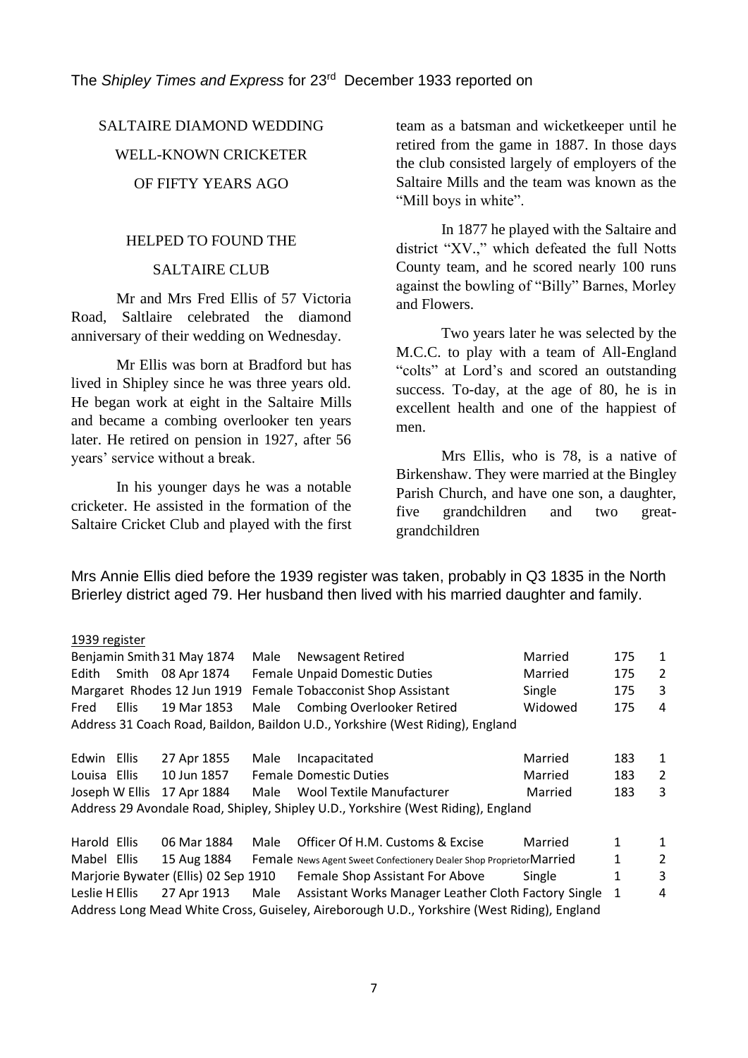The *Shipley Times and Express* for 23rd December 1933 reported on

SALTAIRE DIAMOND WEDDING

WELL-KNOWN CRICKETER

OF FIFTY YEARS AGO

HELPED TO FOUND THE

SALTAIRE CLUB

Mr and Mrs Fred Ellis of 57 Victoria Road, Saltlaire celebrated the diamond anniversary of their wedding on Wednesday.

Mr Ellis was born at Bradford but has lived in Shipley since he was three years old. He began work at eight in the Saltaire Mills and became a combing overlooker ten years later. He retired on pension in 1927, after 56 years' service without a break.

In his younger days he was a notable cricketer. He assisted in the formation of the Saltaire Cricket Club and played with the first team as a batsman and wicketkeeper until he retired from the game in 1887. In those days the club consisted largely of employers of the Saltaire Mills and the team was known as the "Mill boys in white".

In 1877 he played with the Saltaire and district "XV.," which defeated the full Notts County team, and he scored nearly 100 runs against the bowling of "Billy" Barnes, Morley and Flowers.

Two years later he was selected by the M.C.C. to play with a team of All-England "colts" at Lord's and scored an outstanding success. To-day, at the age of 80, he is in excellent health and one of the happiest of men.

Mrs Ellis, who is 78, is a native of Birkenshaw. They were married at the Bingley Parish Church, and have one son, a daughter, five grandchildren and two great-grandchildren

Mrs Annie Ellis died before the 1939 register was taken, probably in Q3 1835 in the North Brierley district aged 79. Her husband then lived with his married daughter and family.

1939 register

| | | | | | | |
|---|---|---|---|---|---|---|
| Benjamin Smith | 31 May 1874 | Male | Newsagent Retired | Married | 175 | 1 |
| Edith Smith | 08 Apr 1874 | Female | Unpaid Domestic Duties | Married | 175 | 2 |
| Margaret Rhodes | 12 Jun 1919 | Female | Tobacconist Shop Assistant | Single | 175 | 3 |
| Fred Ellis | 19 Mar 1853 | Male | Combing Overlooker Retired | Widowed | 175 | 4 |

Address 31 Coach Road, Baildon, Baildon U.D., Yorkshire (West Riding), England

| | | | | | | |
|---|---|---|---|---|---|---|
| Edwin Ellis | 27 Apr 1855 | Male | Incapacitated | Married | 183 | 1 |
| Louisa Ellis | 10 Jun 1857 | Female | Domestic Duties | Married | 183 | 2 |
| Joseph W Ellis | 17 Apr 1884 | Male | Wool Textile Manufacturer | Married | 183 | 3 |

Address 29 Avondale Road, Shipley, Shipley U.D., Yorkshire (West Riding), England

| | | | | | | |
|---|---|---|---|---|---|---|
| Harold Ellis | 06 Mar 1884 | Male | Officer Of H.M. Customs & Excise | Married | 1 | 1 |
| Mabel Ellis | 15 Aug 1884 | Female | News Agent Sweet Confectionery Dealer Shop Proprietor | Married | 1 | 2 |
| Marjorie Bywater (Ellis) | 02 Sep 1910 | Female | Shop Assistant For Above | Single | 1 | 3 |
| Leslie H Ellis | 27 Apr 1913 | Male | Assistant Works Manager Leather Cloth Factory | Single | 1 | 4 |

Address Long Mead White Cross, Guiseley, Aireborough U.D., Yorkshire (West Riding), England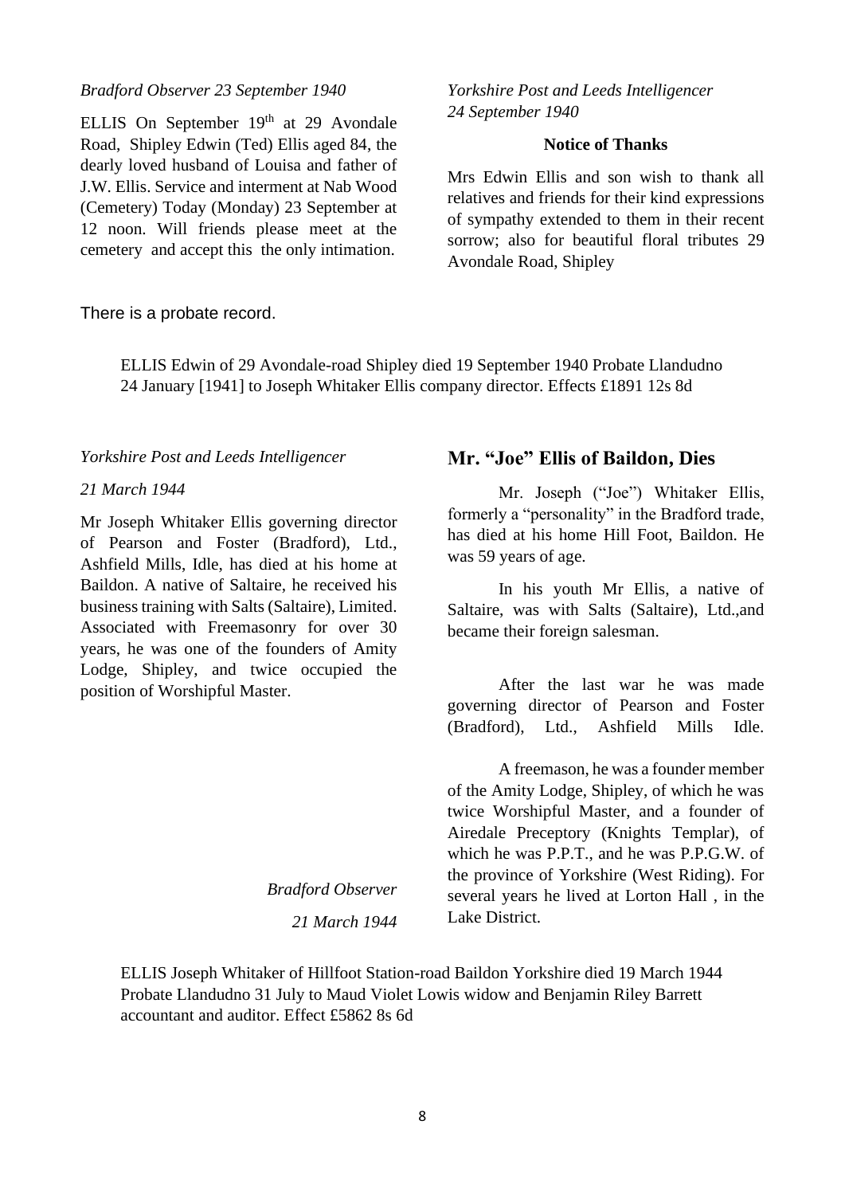*Bradford Observer 23 September 1940*

ELLIS On September 19th at 29 Avondale Road, Shipley Edwin (Ted) Ellis aged 84, the dearly loved husband of Louisa and father of J.W. Ellis. Service and interment at Nab Wood (Cemetery) Today (Monday) 23 September at 12 noon. Will friends please meet at the cemetery and accept this the only intimation.

*Yorkshire Post and Leeds Intelligencer 24 September 1940*

**Notice of Thanks**

Mrs Edwin Ellis and son wish to thank all relatives and friends for their kind expressions of sympathy extended to them in their recent sorrow; also for beautiful floral tributes 29 Avondale Road, Shipley

There is a probate record.

> ELLIS Edwin of 29 Avondale-road Shipley died 19 September 1940 Probate Llandudno 24 January [1941] to Joseph Whitaker Ellis company director. Effects £1891 12s 8d

*Yorkshire Post and Leeds Intelligencer*

*21 March 1944*

Mr Joseph Whitaker Ellis governing director of Pearson and Foster (Bradford), Ltd., Ashfield Mills, Idle, has died at his home at Baildon. A native of Saltaire, he received his business training with Salts (Saltaire), Limited. Associated with Freemasonry for over 30 years, he was one of the founders of Amity Lodge, Shipley, and twice occupied the position of Worshipful Master.

## Mr. "Joe" Ellis of Baildon, Dies

Mr. Joseph ("Joe") Whitaker Ellis, formerly a "personality" in the Bradford trade, has died at his home Hill Foot, Baildon. He was 59 years of age.

In his youth Mr Ellis, a native of Saltaire, was with Salts (Saltaire), Ltd.,and became their foreign salesman.

After the last war he was made governing director of Pearson and Foster (Bradford), Ltd., Ashfield Mills Idle.

A freemason, he was a founder member of the Amity Lodge, Shipley, of which he was twice Worshipful Master, and a founder of Airedale Preceptory (Knights Templar), of which he was P.P.T., and he was P.P.G.W. of the province of Yorkshire (West Riding). For several years he lived at Lorton Hall , in the Lake District.

*Bradford Observer*

*21 March 1944*

> ELLIS Joseph Whitaker of Hillfoot Station-road Baildon Yorkshire died 19 March 1944 Probate Llandudno 31 July to Maud Violet Lowis widow and Benjamin Riley Barrett accountant and auditor. Effect £5862 8s 6d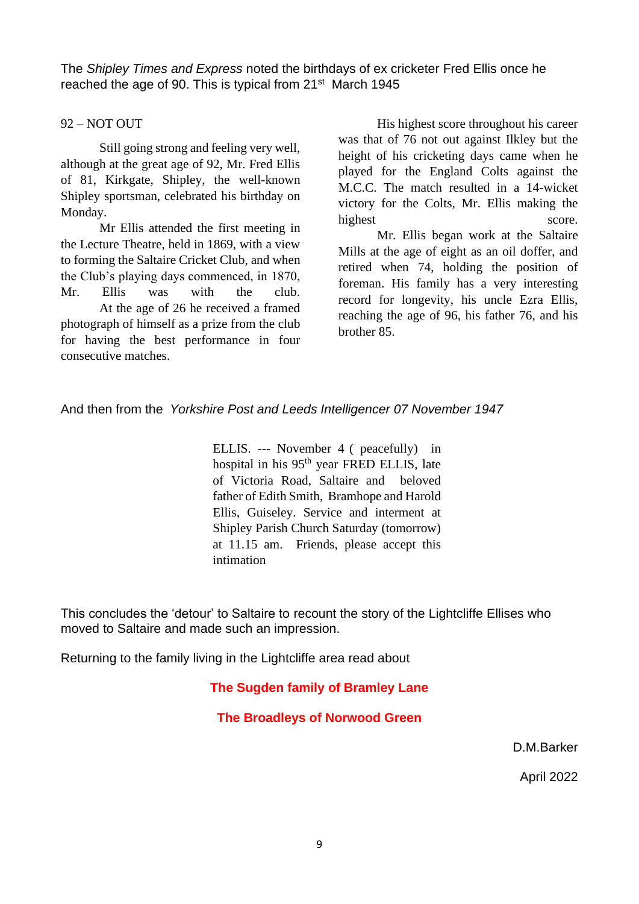The *Shipley Times and Express* noted the birthdays of ex cricketer Fred Ellis once he reached the age of 90. This is typical from 21st March 1945

92 – NOT OUT

Still going strong and feeling very well, although at the great age of 92, Mr. Fred Ellis of 81, Kirkgate, Shipley, the well-known Shipley sportsman, celebrated his birthday on Monday.

Mr Ellis attended the first meeting in the Lecture Theatre, held in 1869, with a view to forming the Saltaire Cricket Club, and when the Club's playing days commenced, in 1870, Mr. Ellis was with the club.

At the age of 26 he received a framed photograph of himself as a prize from the club for having the best performance in four consecutive matches.

His highest score throughout his career was that of 76 not out against Ilkley but the height of his cricketing days came when he played for the England Colts against the M.C.C. The match resulted in a 14-wicket victory for the Colts, Mr. Ellis making the highest score.

Mr. Ellis began work at the Saltaire Mills at the age of eight as an oil doffer, and retired when 74, holding the position of foreman. His family has a very interesting record for longevity, his uncle Ezra Ellis, reaching the age of 96, his father 76, and his brother 85.

And then from the *Yorkshire Post and Leeds Intelligencer 07 November 1947*

ELLIS. --- November 4 ( peacefully) in hospital in his 95th year FRED ELLIS, late of Victoria Road, Saltaire and beloved father of Edith Smith, Bramhope and Harold Ellis, Guiseley. Service and interment at Shipley Parish Church Saturday (tomorrow) at 11.15 am. Friends, please accept this intimation

This concludes the 'detour' to Saltaire to recount the story of the Lightcliffe Ellises who moved to Saltaire and made such an impression.

Returning to the family living in the Lightcliffe area read about

**The Sugden family of Bramley Lane**

**The Broadleys of Norwood Green**

D.M.Barker

April 2022